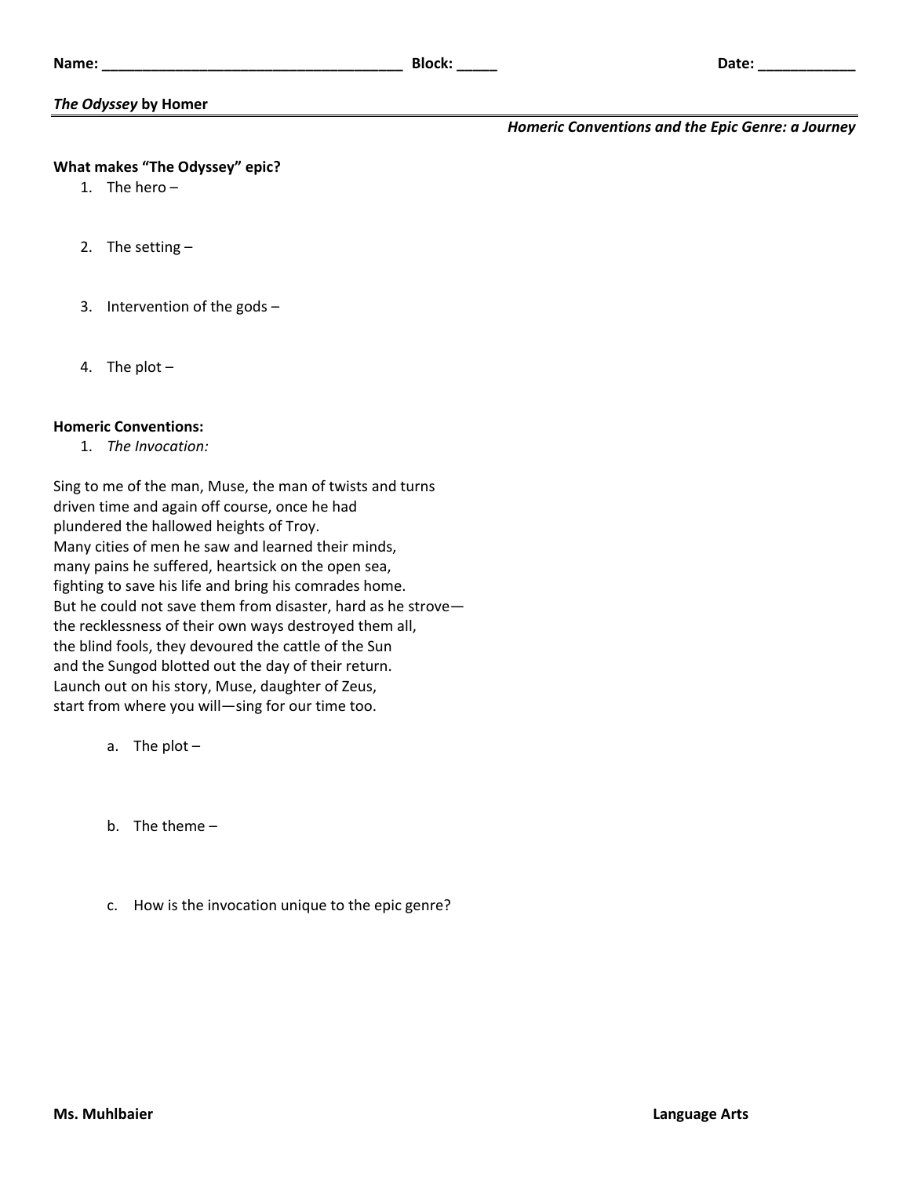Name: ____________________________________ Block: _____ Date: ____________

***The Odyssey* by Homer**

***Homeric Conventions and the Epic Genre: a Journey***

**What makes "The Odyssey" epic?**

1. The hero –
2. The setting –
3. Intervention of the gods –
4. The plot –

**Homeric Conventions:**

1. *The Invocation:*

Sing to me of the man, Muse, the man of twists and turns
driven time and again off course, once he had
plundered the hallowed heights of Troy.
Many cities of men he saw and learned their minds,
many pains he suffered, heartsick on the open sea,
fighting to save his life and bring his comrades home.
But he could not save them from disaster, hard as he strove—
the recklessness of their own ways destroyed them all,
the blind fools, they devoured the cattle of the Sun
and the Sungod blotted out the day of their return.
Launch out on his story, Muse, daughter of Zeus,
start from where you will—sing for our time too.

a. The plot –

b. The theme –

c. How is the invocation unique to the epic genre?

**Ms. Muhlbaier** **Language Arts**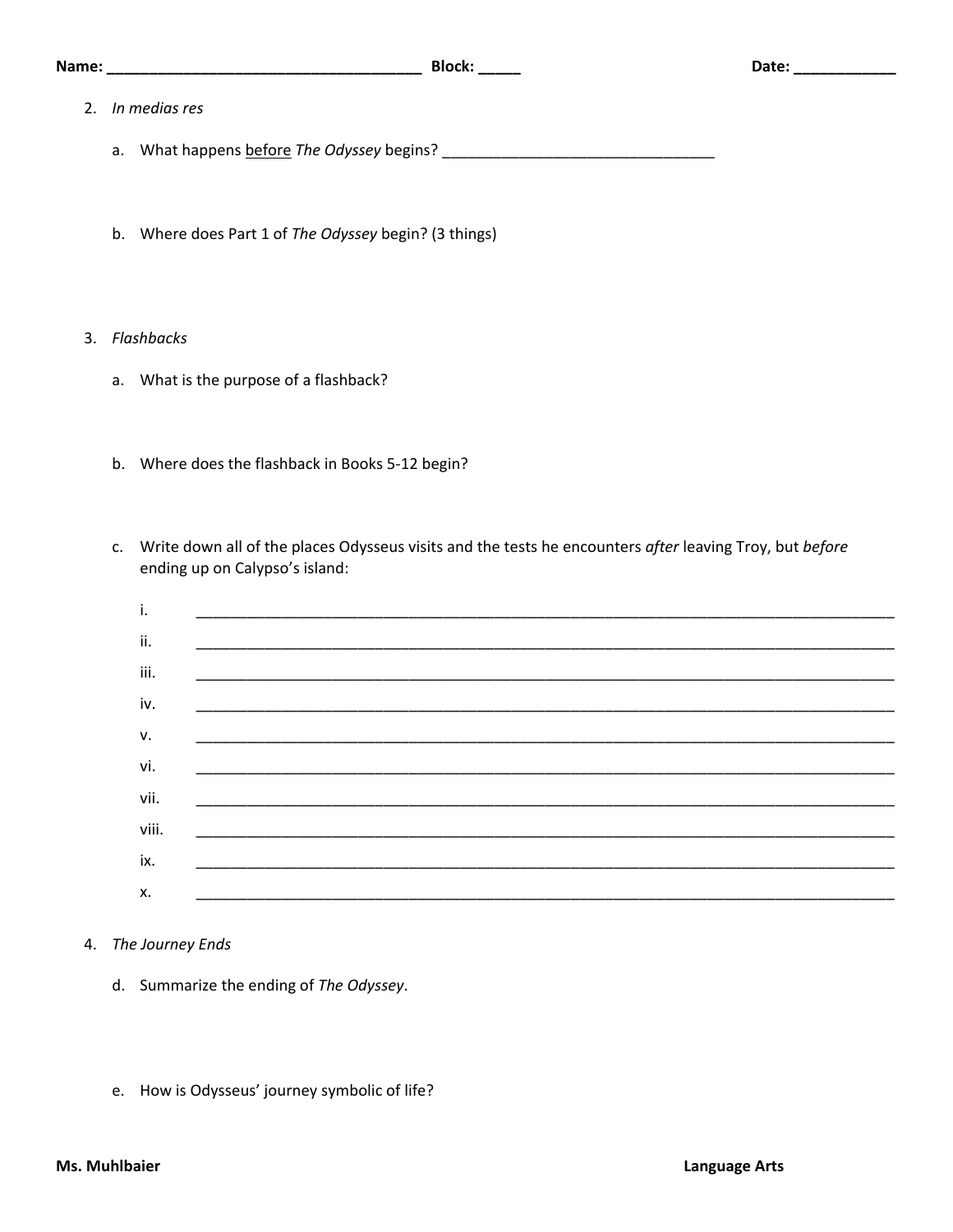Name: ______________________________________ Block: _____ Date: ____________

2. *In medias res*

   a. What happens before *The Odyssey* begins? ________________________________

   b. Where does Part 1 of *The Odyssey* begin? (3 things)

3. *Flashbacks*

   a. What is the purpose of a flashback?

   b. Where does the flashback in Books 5-12 begin?

   c. Write down all of the places Odysseus visits and the tests he encounters *after* leaving Troy, but *before* ending up on Calypso's island:

      i. ______________________________________________________________________

      ii. ______________________________________________________________________

      iii. ______________________________________________________________________

      iv. ______________________________________________________________________

      v. ______________________________________________________________________

      vi. ______________________________________________________________________

      vii. ______________________________________________________________________

      viii. ______________________________________________________________________

      ix. ______________________________________________________________________

      x. ______________________________________________________________________

4. *The Journey Ends*

   d. Summarize the ending of *The Odyssey*.

   e. How is Odysseus' journey symbolic of life?

Ms. Muhlbaier Language Arts